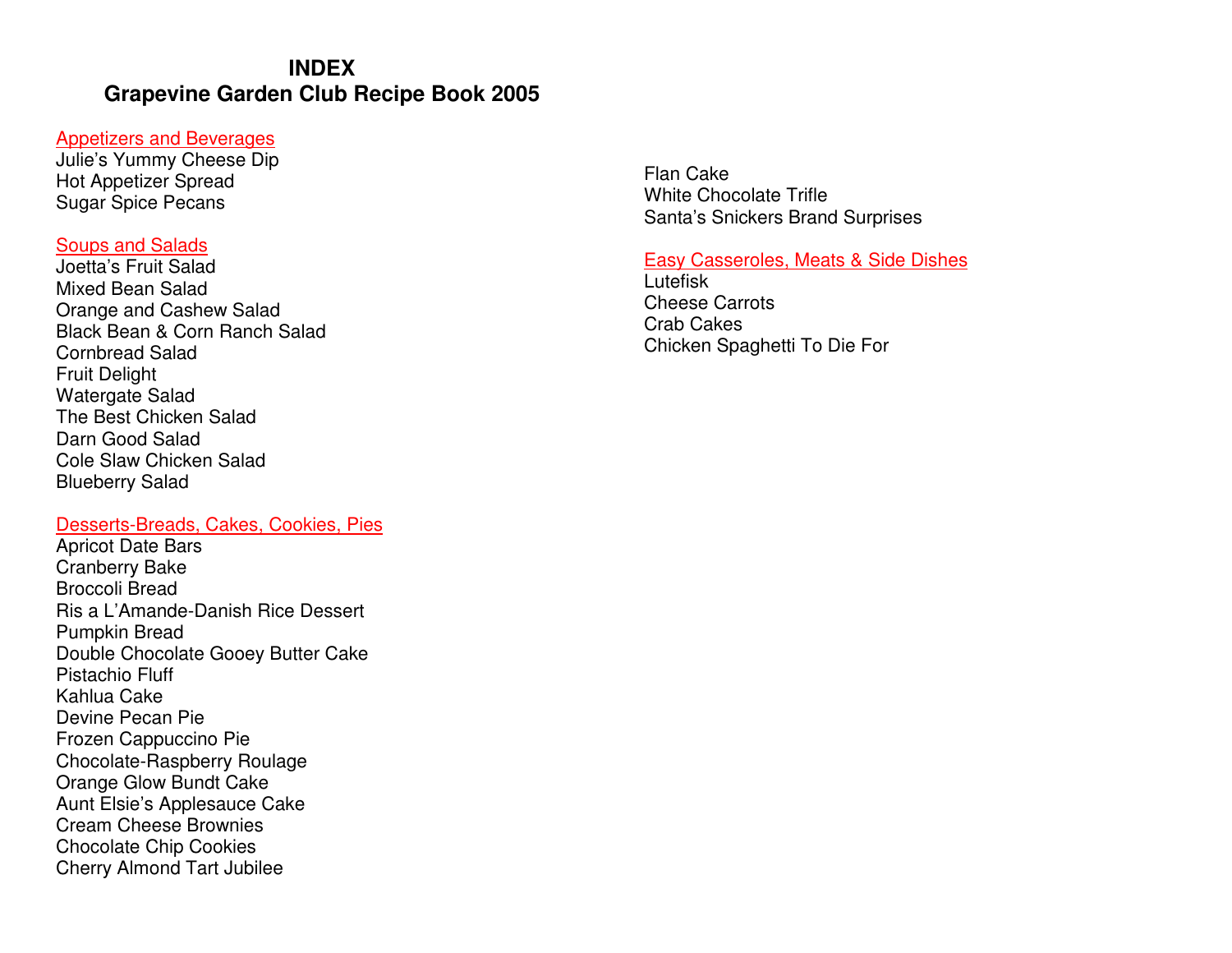# INDEX
# Grapevine Garden Club Recipe Book 2005

## Appetizers and Beverages

Julie's Yummy Cheese Dip
Hot Appetizer Spread
Sugar Spice Pecans

## Soups and Salads

Joetta's Fruit Salad
Mixed Bean Salad
Orange and Cashew Salad
Black Bean & Corn Ranch Salad
Cornbread Salad
Fruit Delight
Watergate Salad
The Best Chicken Salad
Darn Good Salad
Cole Slaw Chicken Salad
Blueberry Salad

## Desserts-Breads, Cakes, Cookies, Pies

Apricot Date Bars
Cranberry Bake
Broccoli Bread
Ris a L'Amande-Danish Rice Dessert
Pumpkin Bread
Double Chocolate Gooey Butter Cake
Pistachio Fluff
Kahlua Cake
Devine Pecan Pie
Frozen Cappuccino Pie
Chocolate-Raspberry Roulage
Orange Glow Bundt Cake
Aunt Elsie's Applesauce Cake
Cream Cheese Brownies
Chocolate Chip Cookies
Cherry Almond Tart Jubilee
Flan Cake
White Chocolate Trifle
Santa's Snickers Brand Surprises

## Easy Casseroles, Meats & Side Dishes

Lutefisk
Cheese Carrots
Crab Cakes
Chicken Spaghetti To Die For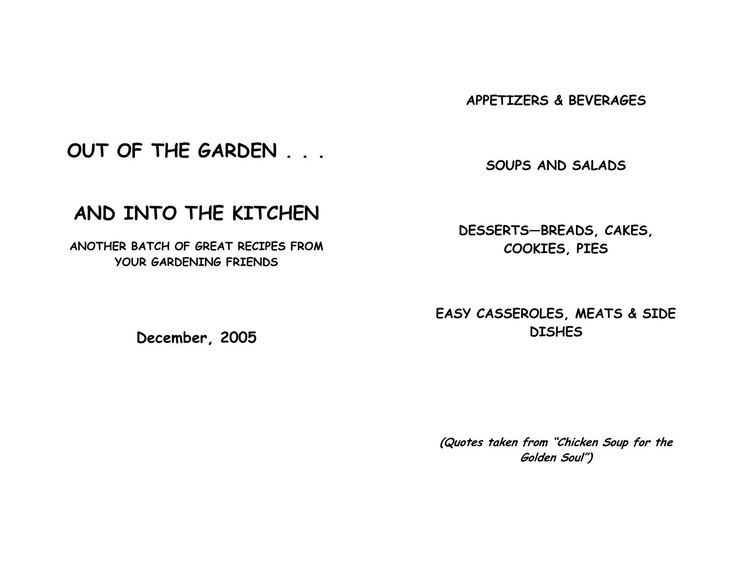# OUT OF THE GARDEN . . .

# AND INTO THE KITCHEN

### ANOTHER BATCH OF GREAT RECIPES FROM YOUR GARDENING FRIENDS

**December, 2005**

**APPETIZERS & BEVERAGES**

**SOUPS AND SALADS**

**DESSERTS—BREADS, CAKES, COOKIES, PIES**

**EASY CASSEROLES, MEATS & SIDE DISHES**

***(Quotes taken from "Chicken Soup for the Golden Soul")***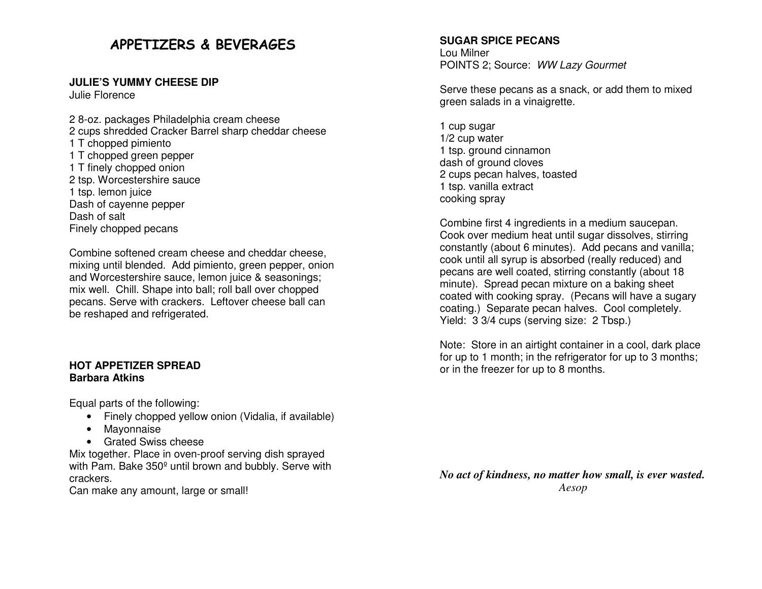# APPETIZERS & BEVERAGES

**JULIE'S YUMMY CHEESE DIP**
Julie Florence

2 8-oz. packages Philadelphia cream cheese
2 cups shredded Cracker Barrel sharp cheddar cheese
1 T chopped pimiento
1 T chopped green pepper
1 T finely chopped onion
2 tsp. Worcestershire sauce
1 tsp. lemon juice
Dash of cayenne pepper
Dash of salt
Finely chopped pecans

Combine softened cream cheese and cheddar cheese, mixing until blended. Add pimiento, green pepper, onion and Worcestershire sauce, lemon juice & seasonings; mix well. Chill. Shape into ball; roll ball over chopped pecans. Serve with crackers. Leftover cheese ball can be reshaped and refrigerated.

**HOT APPETIZER SPREAD**
**Barbara Atkins**

Equal parts of the following:

- Finely chopped yellow onion (Vidalia, if available)
- Mayonnaise
- Grated Swiss cheese

Mix together. Place in oven-proof serving dish sprayed with Pam. Bake 350º until brown and bubbly. Serve with crackers.
Can make any amount, large or small!

**SUGAR SPICE PECANS**
Lou Milner
POINTS 2; Source: *WW Lazy Gourmet*

Serve these pecans as a snack, or add them to mixed green salads in a vinaigrette.

1 cup sugar
1/2 cup water
1 tsp. ground cinnamon
dash of ground cloves
2 cups pecan halves, toasted
1 tsp. vanilla extract
cooking spray

Combine first 4 ingredients in a medium saucepan. Cook over medium heat until sugar dissolves, stirring constantly (about 6 minutes). Add pecans and vanilla; cook until all syrup is absorbed (really reduced) and pecans are well coated, stirring constantly (about 18 minute). Spread pecan mixture on a baking sheet coated with cooking spray. (Pecans will have a sugary coating.) Separate pecan halves. Cool completely. Yield: 3 3/4 cups (serving size: 2 Tbsp.)

Note: Store in an airtight container in a cool, dark place for up to 1 month; in the refrigerator for up to 3 months; or in the freezer for up to 8 months.

***No act of kindness, no matter how small, is ever wasted.***
*Aesop*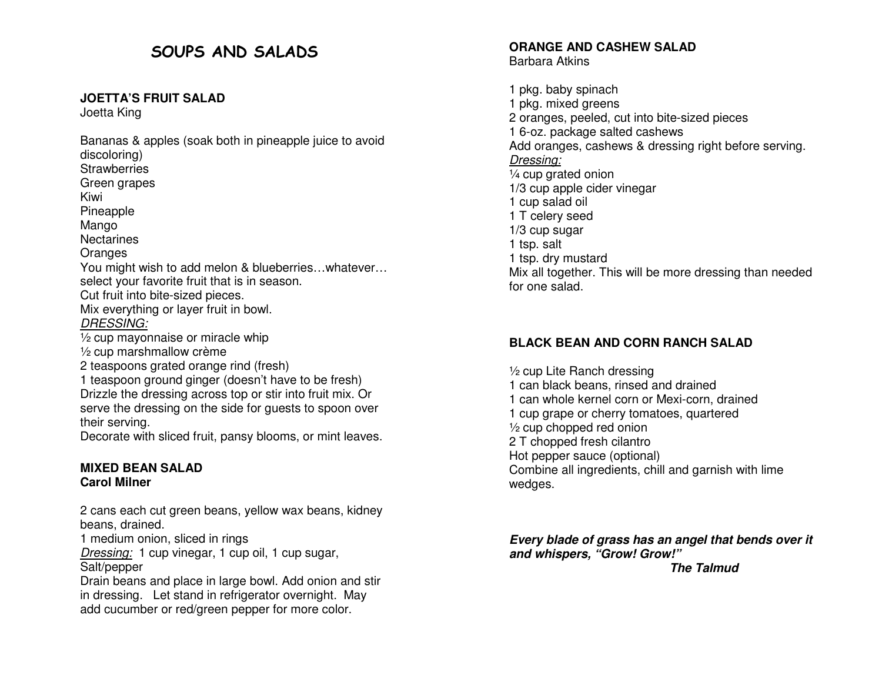# SOUPS AND SALADS

### JOETTA'S FRUIT SALAD
Joetta King

Bananas & apples (soak both in pineapple juice to avoid discoloring)
Strawberries
Green grapes
Kiwi
Pineapple
Mango
Nectarines
Oranges
You might wish to add melon & blueberries…whatever… select your favorite fruit that is in season.
Cut fruit into bite-sized pieces.
Mix everything or layer fruit in bowl.
*DRESSING:*
½ cup mayonnaise or miracle whip
½ cup marshmallow crème
2 teaspoons grated orange rind (fresh)
1 teaspoon ground ginger (doesn't have to be fresh)
Drizzle the dressing across top or stir into fruit mix. Or serve the dressing on the side for guests to spoon over their serving.
Decorate with sliced fruit, pansy blooms, or mint leaves.

### MIXED BEAN SALAD
**Carol Milner**

2 cans each cut green beans, yellow wax beans, kidney beans, drained.
1 medium onion, sliced in rings
*Dressing:* 1 cup vinegar, 1 cup oil, 1 cup sugar, Salt/pepper
Drain beans and place in large bowl. Add onion and stir in dressing. Let stand in refrigerator overnight. May add cucumber or red/green pepper for more color.

### ORANGE AND CASHEW SALAD
Barbara Atkins

1 pkg. baby spinach
1 pkg. mixed greens
2 oranges, peeled, cut into bite-sized pieces
1 6-oz. package salted cashews
Add oranges, cashews & dressing right before serving.
*Dressing:*
¼ cup grated onion
1/3 cup apple cider vinegar
1 cup salad oil
1 T celery seed
1/3 cup sugar
1 tsp. salt
1 tsp. dry mustard
Mix all together. This will be more dressing than needed for one salad.

### BLACK BEAN AND CORN RANCH SALAD

½ cup Lite Ranch dressing
1 can black beans, rinsed and drained
1 can whole kernel corn or Mexi-corn, drained
1 cup grape or cherry tomatoes, quartered
½ cup chopped red onion
2 T chopped fresh cilantro
Hot pepper sauce (optional)
Combine all ingredients, chill and garnish with lime wedges.

***Every blade of grass has an angel that bends over it and whispers, "Grow! Grow!"***
***The Talmud***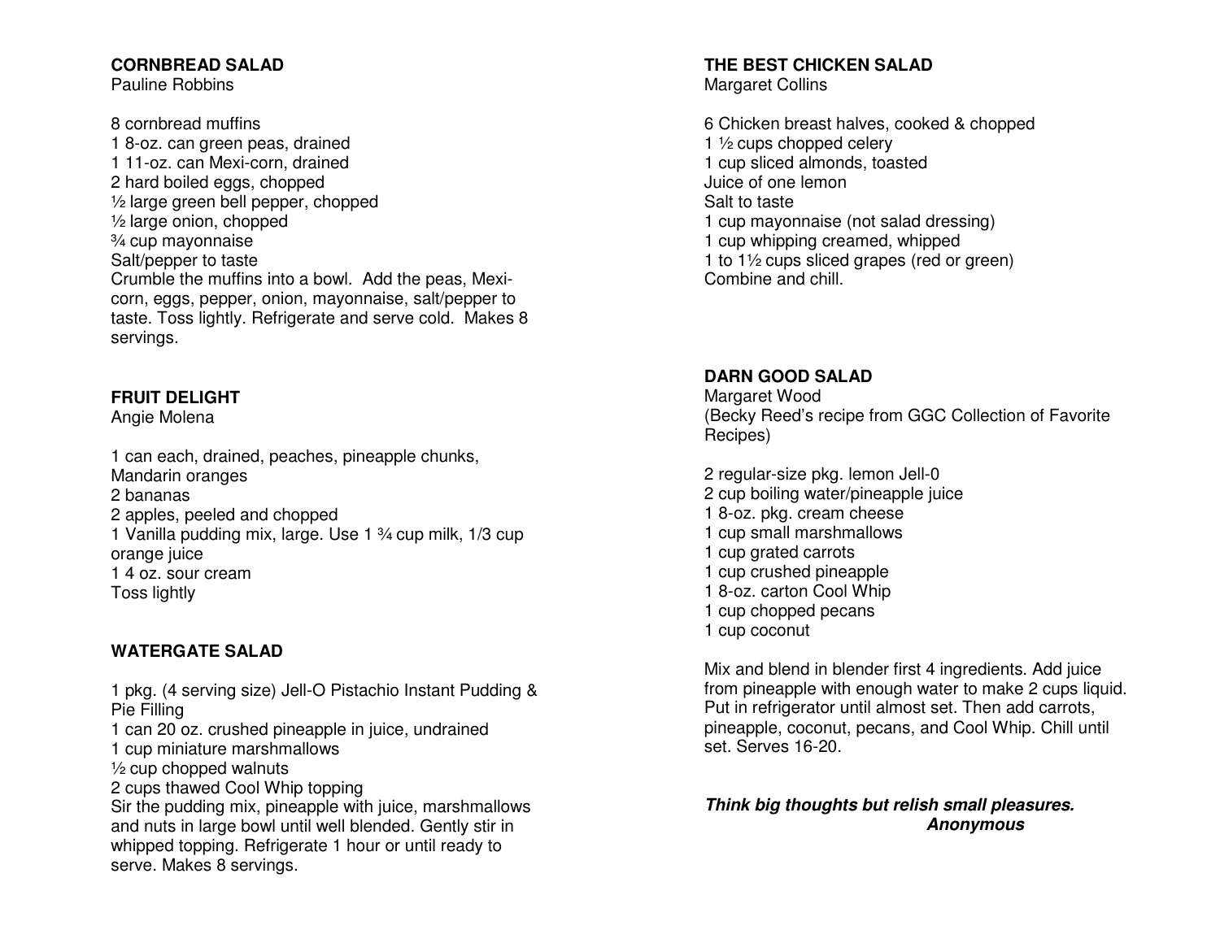## CORNBREAD SALAD
Pauline Robbins

8 cornbread muffins
1 8-oz. can green peas, drained
1 11-oz. can Mexi-corn, drained
2 hard boiled eggs, chopped
½ large green bell pepper, chopped
½ large onion, chopped
¾ cup mayonnaise
Salt/pepper to taste
Crumble the muffins into a bowl. Add the peas, Mexi-corn, eggs, pepper, onion, mayonnaise, salt/pepper to taste. Toss lightly. Refrigerate and serve cold. Makes 8 servings.

## FRUIT DELIGHT
Angie Molena

1 can each, drained, peaches, pineapple chunks, Mandarin oranges
2 bananas
2 apples, peeled and chopped
1 Vanilla pudding mix, large. Use 1 ¾ cup milk, 1/3 cup orange juice
1 4 oz. sour cream
Toss lightly

## WATERGATE SALAD

1 pkg. (4 serving size) Jell-O Pistachio Instant Pudding & Pie Filling
1 can 20 oz. crushed pineapple in juice, undrained
1 cup miniature marshmallows
½ cup chopped walnuts
2 cups thawed Cool Whip topping
Sir the pudding mix, pineapple with juice, marshmallows and nuts in large bowl until well blended. Gently stir in whipped topping. Refrigerate 1 hour or until ready to serve. Makes 8 servings.

## THE BEST CHICKEN SALAD
Margaret Collins

6 Chicken breast halves, cooked & chopped
1 ½ cups chopped celery
1 cup sliced almonds, toasted
Juice of one lemon
Salt to taste
1 cup mayonnaise (not salad dressing)
1 cup whipping creamed, whipped
1 to 1½ cups sliced grapes (red or green)
Combine and chill.

## DARN GOOD SALAD
Margaret Wood
(Becky Reed's recipe from GGC Collection of Favorite Recipes)

2 regular-size pkg. lemon Jell-0
2 cup boiling water/pineapple juice
1 8-oz. pkg. cream cheese
1 cup small marshmallows
1 cup grated carrots
1 cup crushed pineapple
1 8-oz. carton Cool Whip
1 cup chopped pecans
1 cup coconut

Mix and blend in blender first 4 ingredients. Add juice from pineapple with enough water to make 2 cups liquid. Put in refrigerator until almost set. Then add carrots, pineapple, coconut, pecans, and Cool Whip. Chill until set. Serves 16-20.

***Think big thoughts but relish small pleasures.***
***Anonymous***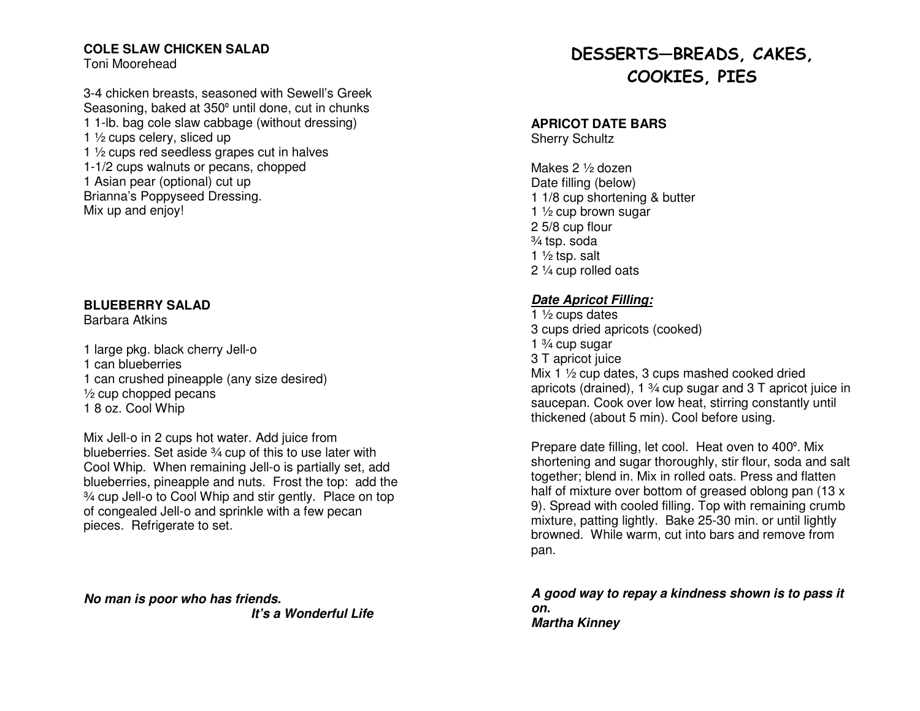### COLE SLAW CHICKEN SALAD
Toni Moorehead

3-4 chicken breasts, seasoned with Sewell's Greek Seasoning, baked at 350º until done, cut in chunks
1 1-lb. bag cole slaw cabbage (without dressing)
1 ½ cups celery, sliced up
1 ½ cups red seedless grapes cut in halves
1-1/2 cups walnuts or pecans, chopped
1 Asian pear (optional) cut up
Brianna's Poppyseed Dressing.
Mix up and enjoy!

### BLUEBERRY SALAD
Barbara Atkins

1 large pkg. black cherry Jell-o
1 can blueberries
1 can crushed pineapple (any size desired)
½ cup chopped pecans
1 8 oz. Cool Whip

Mix Jell-o in 2 cups hot water. Add juice from blueberries. Set aside ¾ cup of this to use later with Cool Whip. When remaining Jell-o is partially set, add blueberries, pineapple and nuts. Frost the top: add the ¾ cup Jell-o to Cool Whip and stir gently. Place on top of congealed Jell-o and sprinkle with a few pecan pieces. Refrigerate to set.

***No man is poor who has friends.***
***It's a Wonderful Life***

# DESSERTS—BREADS, CAKES, COOKIES, PIES

### APRICOT DATE BARS
Sherry Schultz

Makes 2 ½ dozen
Date filling (below)
1 1/8 cup shortening & butter
1 ½ cup brown sugar
2 5/8 cup flour
¾ tsp. soda
1 ½ tsp. salt
2 ¼ cup rolled oats

***<u>Date Apricot Filling:</u>***
1 ½ cups dates
3 cups dried apricots (cooked)
1 ¾ cup sugar
3 T apricot juice
Mix 1 ½ cup dates, 3 cups mashed cooked dried apricots (drained), 1 ¾ cup sugar and 3 T apricot juice in saucepan. Cook over low heat, stirring constantly until thickened (about 5 min). Cool before using.

Prepare date filling, let cool. Heat oven to 400º. Mix shortening and sugar thoroughly, stir flour, soda and salt together; blend in. Mix in rolled oats. Press and flatten half of mixture over bottom of greased oblong pan (13 x 9). Spread with cooled filling. Top with remaining crumb mixture, patting lightly. Bake 25-30 min. or until lightly browned. While warm, cut into bars and remove from pan.

***A good way to repay a kindness shown is to pass it on.***
***Martha Kinney***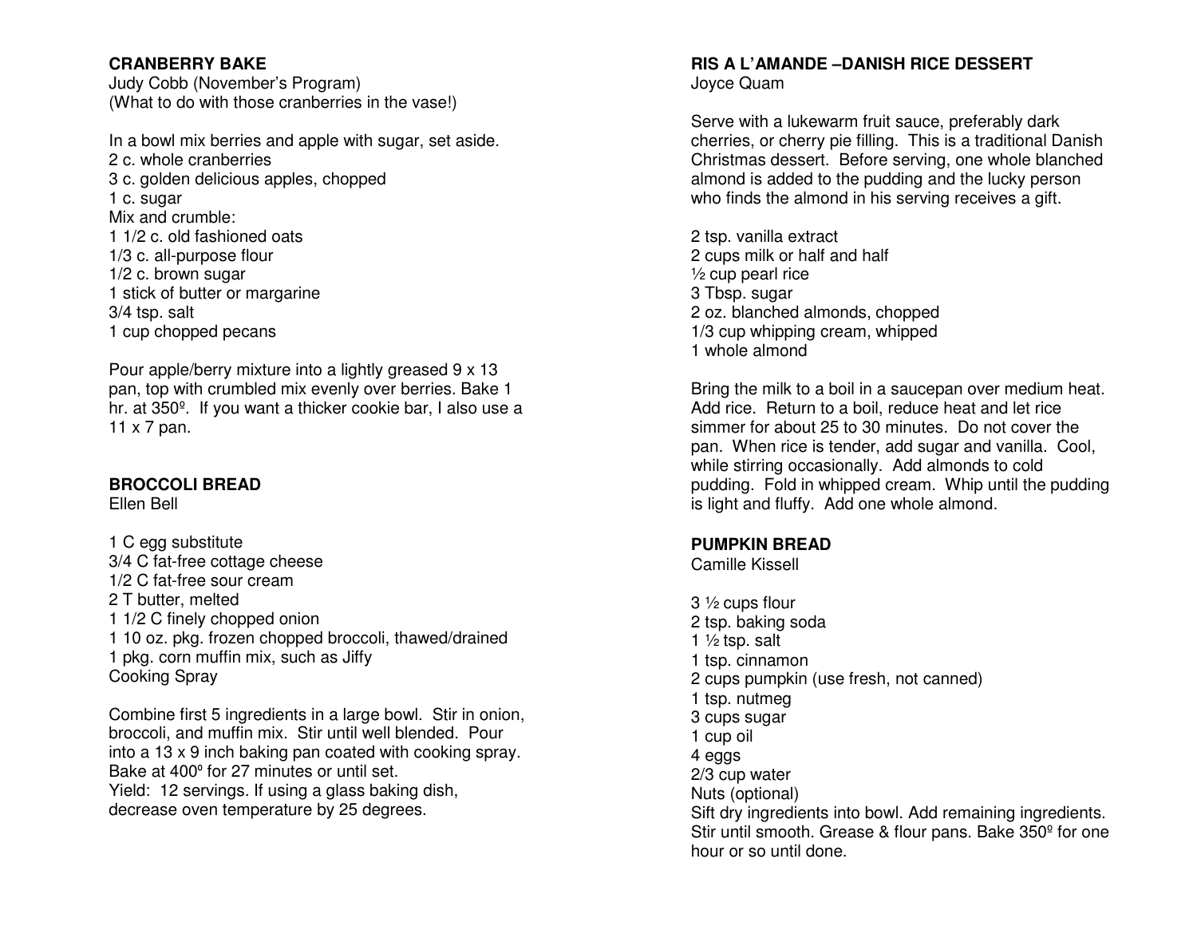## CRANBERRY BAKE

Judy Cobb (November's Program)
(What to do with those cranberries in the vase!)

In a bowl mix berries and apple with sugar, set aside.
2 c. whole cranberries
3 c. golden delicious apples, chopped
1 c. sugar
Mix and crumble:
1 1/2 c. old fashioned oats
1/3 c. all-purpose flour
1/2 c. brown sugar
1 stick of butter or margarine
3/4 tsp. salt
1 cup chopped pecans

Pour apple/berry mixture into a lightly greased 9 x 13 pan, top with crumbled mix evenly over berries. Bake 1 hr. at 350º. If you want a thicker cookie bar, I also use a 11 x 7 pan.

## BROCCOLI BREAD

Ellen Bell

1 C egg substitute
3/4 C fat-free cottage cheese
1/2 C fat-free sour cream
2 T butter, melted
1 1/2 C finely chopped onion
1 10 oz. pkg. frozen chopped broccoli, thawed/drained
1 pkg. corn muffin mix, such as Jiffy
Cooking Spray

Combine first 5 ingredients in a large bowl. Stir in onion, broccoli, and muffin mix. Stir until well blended. Pour into a 13 x 9 inch baking pan coated with cooking spray. Bake at 400º for 27 minutes or until set.
Yield: 12 servings. If using a glass baking dish, decrease oven temperature by 25 degrees.

## RIS A L'AMANDE –DANISH RICE DESSERT

Joyce Quam

Serve with a lukewarm fruit sauce, preferably dark cherries, or cherry pie filling. This is a traditional Danish Christmas dessert. Before serving, one whole blanched almond is added to the pudding and the lucky person who finds the almond in his serving receives a gift.

2 tsp. vanilla extract
2 cups milk or half and half
½ cup pearl rice
3 Tbsp. sugar
2 oz. blanched almonds, chopped
1/3 cup whipping cream, whipped
1 whole almond

Bring the milk to a boil in a saucepan over medium heat. Add rice. Return to a boil, reduce heat and let rice simmer for about 25 to 30 minutes. Do not cover the pan. When rice is tender, add sugar and vanilla. Cool, while stirring occasionally. Add almonds to cold pudding. Fold in whipped cream. Whip until the pudding is light and fluffy. Add one whole almond.

## PUMPKIN BREAD

Camille Kissell

3 ½ cups flour
2 tsp. baking soda
1 ½ tsp. salt
1 tsp. cinnamon
2 cups pumpkin (use fresh, not canned)
1 tsp. nutmeg
3 cups sugar
1 cup oil
4 eggs
2/3 cup water
Nuts (optional)
Sift dry ingredients into bowl. Add remaining ingredients. Stir until smooth. Grease & flour pans. Bake 350º for one hour or so until done.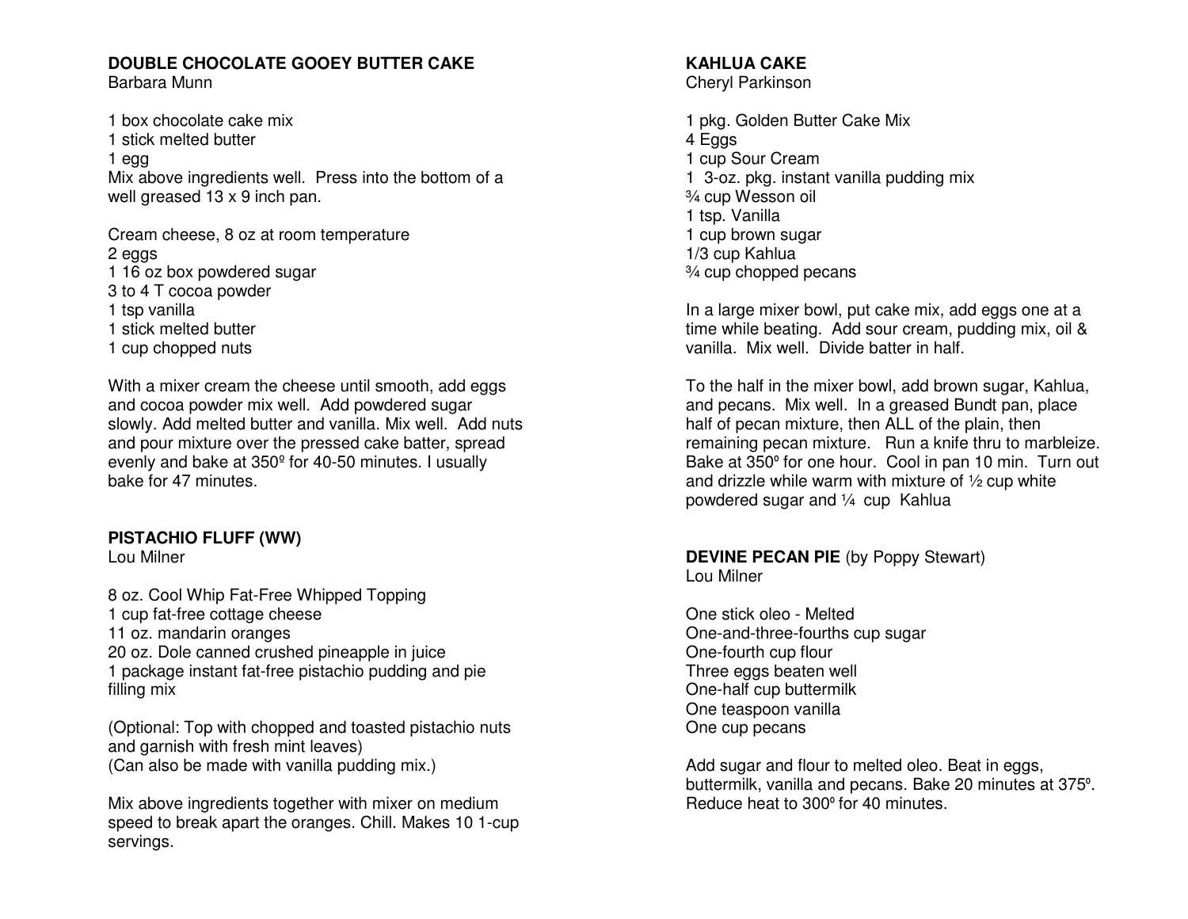## DOUBLE CHOCOLATE GOOEY BUTTER CAKE

Barbara Munn

1 box chocolate cake mix
1 stick melted butter
1 egg
Mix above ingredients well. Press into the bottom of a well greased 13 x 9 inch pan.

Cream cheese, 8 oz at room temperature
2 eggs
1 16 oz box powdered sugar
3 to 4 T cocoa powder
1 tsp vanilla
1 stick melted butter
1 cup chopped nuts

With a mixer cream the cheese until smooth, add eggs and cocoa powder mix well. Add powdered sugar slowly. Add melted butter and vanilla. Mix well. Add nuts and pour mixture over the pressed cake batter, spread evenly and bake at 350º for 40-50 minutes. I usually bake for 47 minutes.

## PISTACHIO FLUFF (WW)

Lou Milner

8 oz. Cool Whip Fat-Free Whipped Topping
1 cup fat-free cottage cheese
11 oz. mandarin oranges
20 oz. Dole canned crushed pineapple in juice
1 package instant fat-free pistachio pudding and pie filling mix

(Optional: Top with chopped and toasted pistachio nuts and garnish with fresh mint leaves)
(Can also be made with vanilla pudding mix.)

Mix above ingredients together with mixer on medium speed to break apart the oranges. Chill. Makes 10 1-cup servings.

## KAHLUA CAKE

Cheryl Parkinson

1 pkg. Golden Butter Cake Mix
4 Eggs
1 cup Sour Cream
1 3-oz. pkg. instant vanilla pudding mix
¾ cup Wesson oil
1 tsp. Vanilla
1 cup brown sugar
1/3 cup Kahlua
¾ cup chopped pecans

In a large mixer bowl, put cake mix, add eggs one at a time while beating. Add sour cream, pudding mix, oil & vanilla. Mix well. Divide batter in half.

To the half in the mixer bowl, add brown sugar, Kahlua, and pecans. Mix well. In a greased Bundt pan, place half of pecan mixture, then ALL of the plain, then remaining pecan mixture. Run a knife thru to marbleize. Bake at 350º for one hour. Cool in pan 10 min. Turn out and drizzle while warm with mixture of ½ cup white powdered sugar and ¼ cup Kahlua

## DEVINE PECAN PIE (by Poppy Stewart)

Lou Milner

One stick oleo - Melted
One-and-three-fourths cup sugar
One-fourth cup flour
Three eggs beaten well
One-half cup buttermilk
One teaspoon vanilla
One cup pecans

Add sugar and flour to melted oleo. Beat in eggs, buttermilk, vanilla and pecans. Bake 20 minutes at 375º. Reduce heat to 300º for 40 minutes.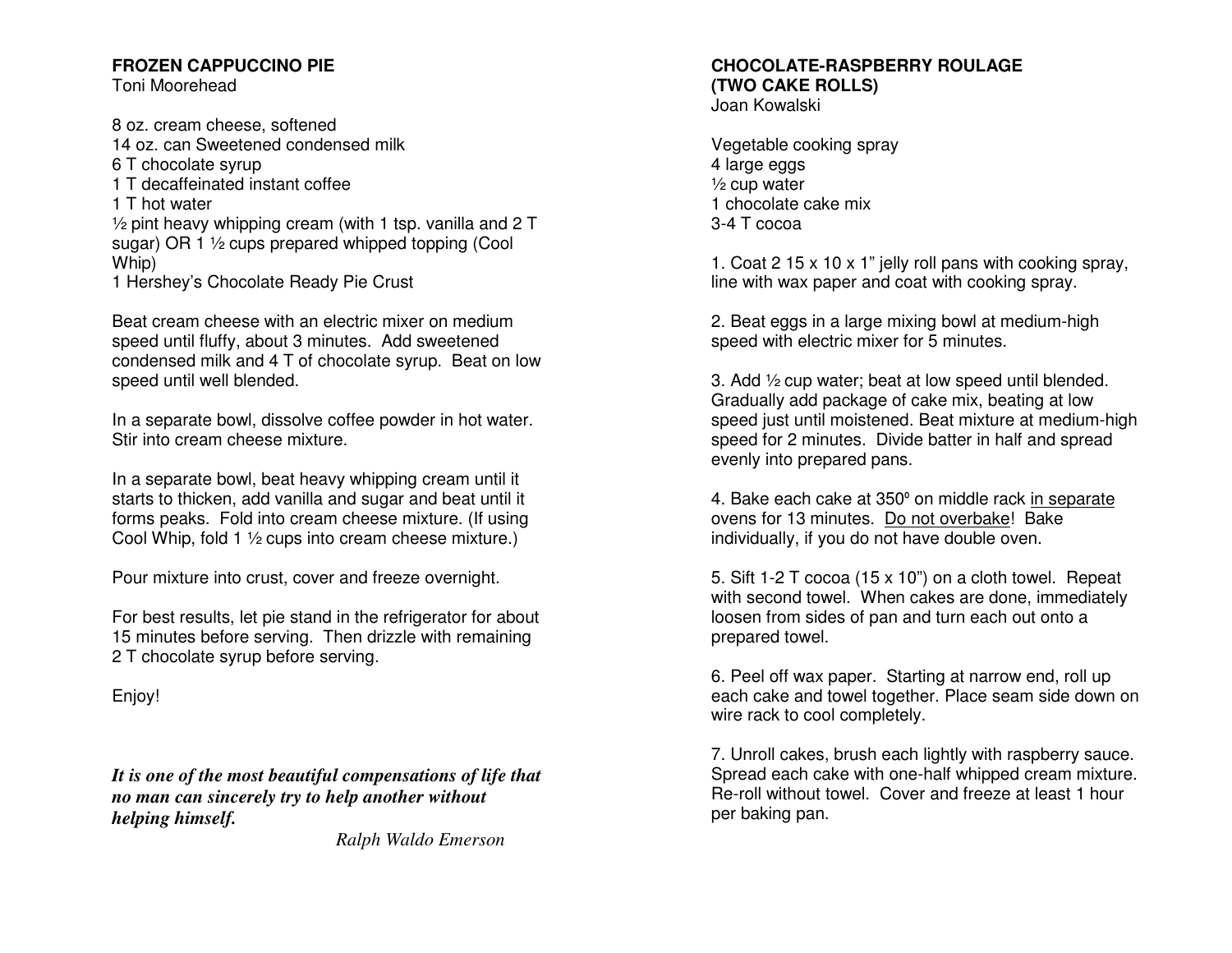## FROZEN CAPPUCCINO PIE

Toni Moorehead

8 oz. cream cheese, softened
14 oz. can Sweetened condensed milk
6 T chocolate syrup
1 T decaffeinated instant coffee
1 T hot water
½ pint heavy whipping cream (with 1 tsp. vanilla and 2 T sugar) OR 1 ½ cups prepared whipped topping (Cool Whip)
1 Hershey's Chocolate Ready Pie Crust

Beat cream cheese with an electric mixer on medium speed until fluffy, about 3 minutes. Add sweetened condensed milk and 4 T of chocolate syrup. Beat on low speed until well blended.

In a separate bowl, dissolve coffee powder in hot water. Stir into cream cheese mixture.

In a separate bowl, beat heavy whipping cream until it starts to thicken, add vanilla and sugar and beat until it forms peaks. Fold into cream cheese mixture. (If using Cool Whip, fold 1 ½ cups into cream cheese mixture.)

Pour mixture into crust, cover and freeze overnight.

For best results, let pie stand in the refrigerator for about 15 minutes before serving. Then drizzle with remaining 2 T chocolate syrup before serving.

Enjoy!

***It is one of the most beautiful compensations of life that no man can sincerely try to help another without helping himself.***

*Ralph Waldo Emerson*

## CHOCOLATE-RASPBERRY ROULAGE (TWO CAKE ROLLS)

Joan Kowalski

Vegetable cooking spray
4 large eggs
½ cup water
1 chocolate cake mix
3-4 T cocoa

1. Coat 2 15 x 10 x 1" jelly roll pans with cooking spray, line with wax paper and coat with cooking spray.

2. Beat eggs in a large mixing bowl at medium-high speed with electric mixer for 5 minutes.

3. Add ½ cup water; beat at low speed until blended. Gradually add package of cake mix, beating at low speed just until moistened. Beat mixture at medium-high speed for 2 minutes. Divide batter in half and spread evenly into prepared pans.

4. Bake each cake at 350º on middle rack in separate ovens for 13 minutes. Do not overbake! Bake individually, if you do not have double oven.

5. Sift 1-2 T cocoa (15 x 10") on a cloth towel. Repeat with second towel. When cakes are done, immediately loosen from sides of pan and turn each out onto a prepared towel.

6. Peel off wax paper. Starting at narrow end, roll up each cake and towel together. Place seam side down on wire rack to cool completely.

7. Unroll cakes, brush each lightly with raspberry sauce. Spread each cake with one-half whipped cream mixture. Re-roll without towel. Cover and freeze at least 1 hour per baking pan.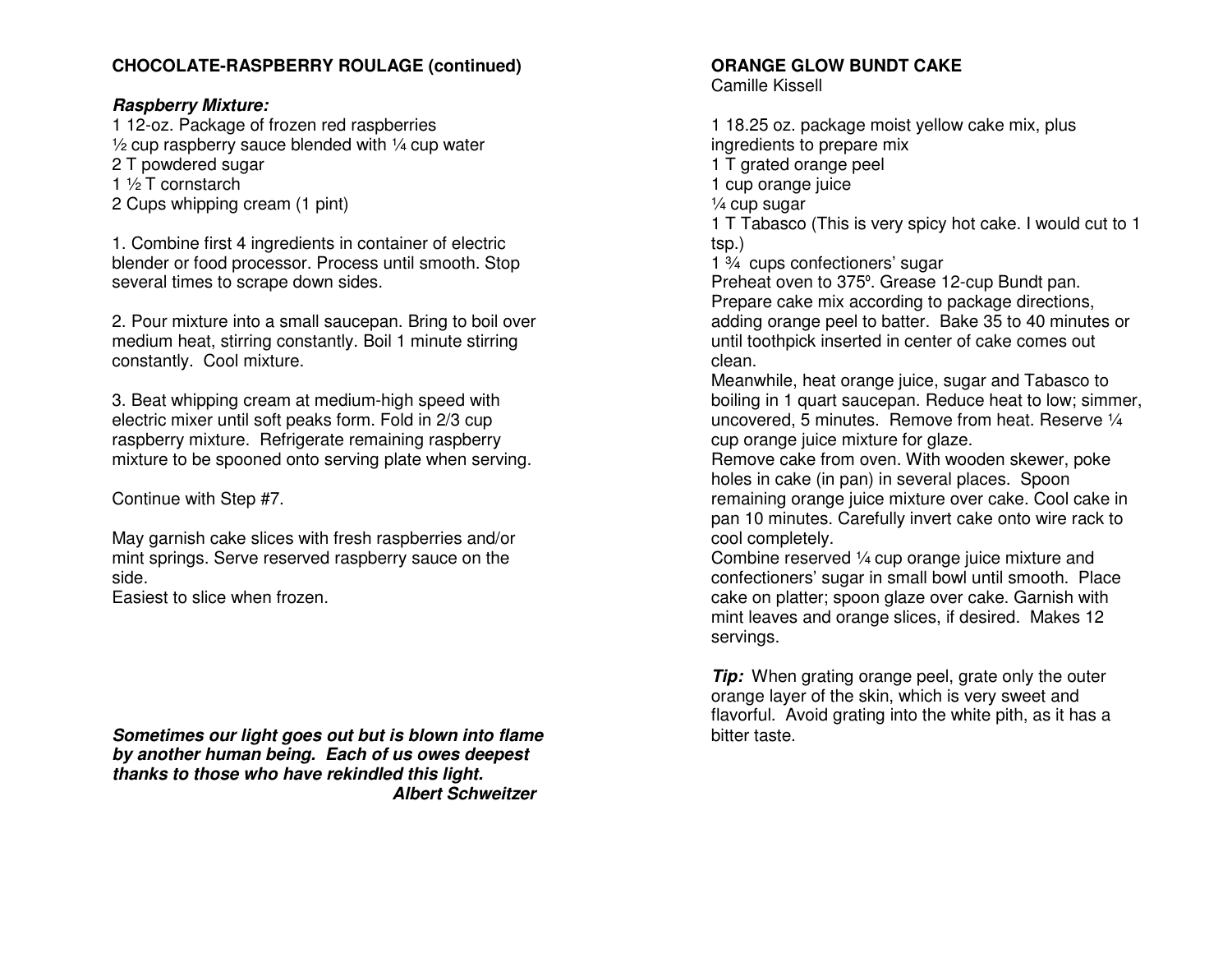## CHOCOLATE-RASPBERRY ROULAGE (continued)

***Raspberry Mixture:***

1 12-oz. Package of frozen red raspberries
½ cup raspberry sauce blended with ¼ cup water
2 T powdered sugar
1 ½ T cornstarch
2 Cups whipping cream (1 pint)

1. Combine first 4 ingredients in container of electric blender or food processor. Process until smooth. Stop several times to scrape down sides.

2. Pour mixture into a small saucepan. Bring to boil over medium heat, stirring constantly. Boil 1 minute stirring constantly. Cool mixture.

3. Beat whipping cream at medium-high speed with electric mixer until soft peaks form. Fold in 2/3 cup raspberry mixture. Refrigerate remaining raspberry mixture to be spooned onto serving plate when serving.

Continue with Step #7.

May garnish cake slices with fresh raspberries and/or mint springs. Serve reserved raspberry sauce on the side.
Easiest to slice when frozen.

***Sometimes our light goes out but is blown into flame by another human being. Each of us owes deepest thanks to those who have rekindled this light.***
***Albert Schweitzer***

## ORANGE GLOW BUNDT CAKE

Camille Kissell

1 18.25 oz. package moist yellow cake mix, plus ingredients to prepare mix
1 T grated orange peel
1 cup orange juice
¼ cup sugar
1 T Tabasco (This is very spicy hot cake. I would cut to 1 tsp.)
1 ¾ cups confectioners' sugar

Preheat oven to 375º. Grease 12-cup Bundt pan. Prepare cake mix according to package directions, adding orange peel to batter. Bake 35 to 40 minutes or until toothpick inserted in center of cake comes out clean.

Meanwhile, heat orange juice, sugar and Tabasco to boiling in 1 quart saucepan. Reduce heat to low; simmer, uncovered, 5 minutes. Remove from heat. Reserve ¼ cup orange juice mixture for glaze.

Remove cake from oven. With wooden skewer, poke holes in cake (in pan) in several places. Spoon remaining orange juice mixture over cake. Cool cake in pan 10 minutes. Carefully invert cake onto wire rack to cool completely.

Combine reserved ¼ cup orange juice mixture and confectioners' sugar in small bowl until smooth. Place cake on platter; spoon glaze over cake. Garnish with mint leaves and orange slices, if desired. Makes 12 servings.

***Tip:*** When grating orange peel, grate only the outer orange layer of the skin, which is very sweet and flavorful. Avoid grating into the white pith, as it has a bitter taste.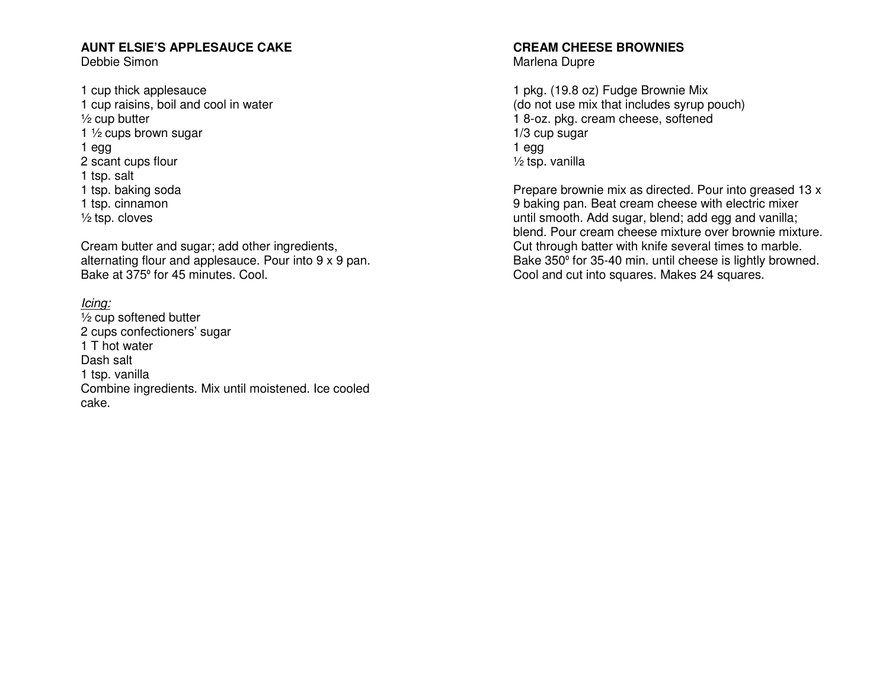## AUNT ELSIE'S APPLESAUCE CAKE

Debbie Simon

1 cup thick applesauce
1 cup raisins, boil and cool in water
½ cup butter
1 ½ cups brown sugar
1 egg
2 scant cups flour
1 tsp. salt
1 tsp. baking soda
1 tsp. cinnamon
½ tsp. cloves

Cream butter and sugar; add other ingredients, alternating flour and applesauce. Pour into 9 x 9 pan. Bake at 375º for 45 minutes. Cool.

*Icing:*
½ cup softened butter
2 cups confectioners' sugar
1 T hot water
Dash salt
1 tsp. vanilla
Combine ingredients. Mix until moistened. Ice cooled cake.

## CREAM CHEESE BROWNIES

Marlena Dupre

1 pkg. (19.8 oz) Fudge Brownie Mix
(do not use mix that includes syrup pouch)
1 8-oz. pkg. cream cheese, softened
1/3 cup sugar
1 egg
½ tsp. vanilla

Prepare brownie mix as directed. Pour into greased 13 x 9 baking pan. Beat cream cheese with electric mixer until smooth. Add sugar, blend; add egg and vanilla; blend. Pour cream cheese mixture over brownie mixture. Cut through batter with knife several times to marble. Bake 350º for 35-40 min. until cheese is lightly browned. Cool and cut into squares. Makes 24 squares.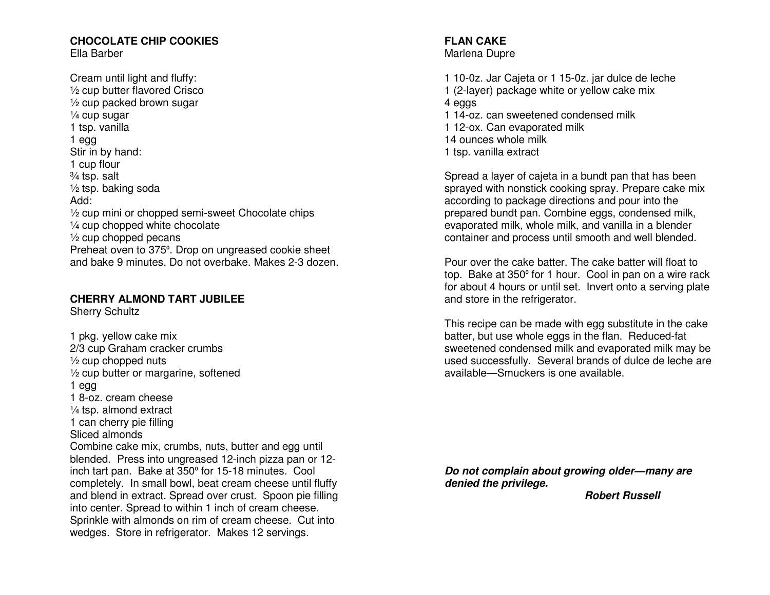## CHOCOLATE CHIP COOKIES

Ella Barber

Cream until light and fluffy:
½ cup butter flavored Crisco
½ cup packed brown sugar
¼ cup sugar
1 tsp. vanilla
1 egg
Stir in by hand:
1 cup flour
¾ tsp. salt
½ tsp. baking soda
Add:
½ cup mini or chopped semi-sweet Chocolate chips
¼ cup chopped white chocolate
½ cup chopped pecans
Preheat oven to 375º. Drop on ungreased cookie sheet and bake 9 minutes. Do not overbake. Makes 2-3 dozen.

## CHERRY ALMOND TART JUBILEE

Sherry Schultz

1 pkg. yellow cake mix
2/3 cup Graham cracker crumbs
½ cup chopped nuts
½ cup butter or margarine, softened
1 egg
1 8-oz. cream cheese
¼ tsp. almond extract
1 can cherry pie filling
Sliced almonds
Combine cake mix, crumbs, nuts, butter and egg until blended. Press into ungreased 12-inch pizza pan or 12-inch tart pan. Bake at 350º for 15-18 minutes. Cool completely. In small bowl, beat cream cheese until fluffy and blend in extract. Spread over crust. Spoon pie filling into center. Spread to within 1 inch of cream cheese. Sprinkle with almonds on rim of cream cheese. Cut into wedges. Store in refrigerator. Makes 12 servings.

## FLAN CAKE

Marlena Dupre

1 10-0z. Jar Cajeta or 1 15-0z. jar dulce de leche
1 (2-layer) package white or yellow cake mix
4 eggs
1 14-oz. can sweetened condensed milk
1 12-ox. Can evaporated milk
14 ounces whole milk
1 tsp. vanilla extract

Spread a layer of cajeta in a bundt pan that has been sprayed with nonstick cooking spray. Prepare cake mix according to package directions and pour into the prepared bundt pan. Combine eggs, condensed milk, evaporated milk, whole milk, and vanilla in a blender container and process until smooth and well blended.

Pour over the cake batter. The cake batter will float to top. Bake at 350º for 1 hour. Cool in pan on a wire rack for about 4 hours or until set. Invert onto a serving plate and store in the refrigerator.

This recipe can be made with egg substitute in the cake batter, but use whole eggs in the flan. Reduced-fat sweetened condensed milk and evaporated milk may be used successfully. Several brands of dulce de leche are available—Smuckers is one available.

***Do not complain about growing older—many are denied the privilege.***

***Robert Russell***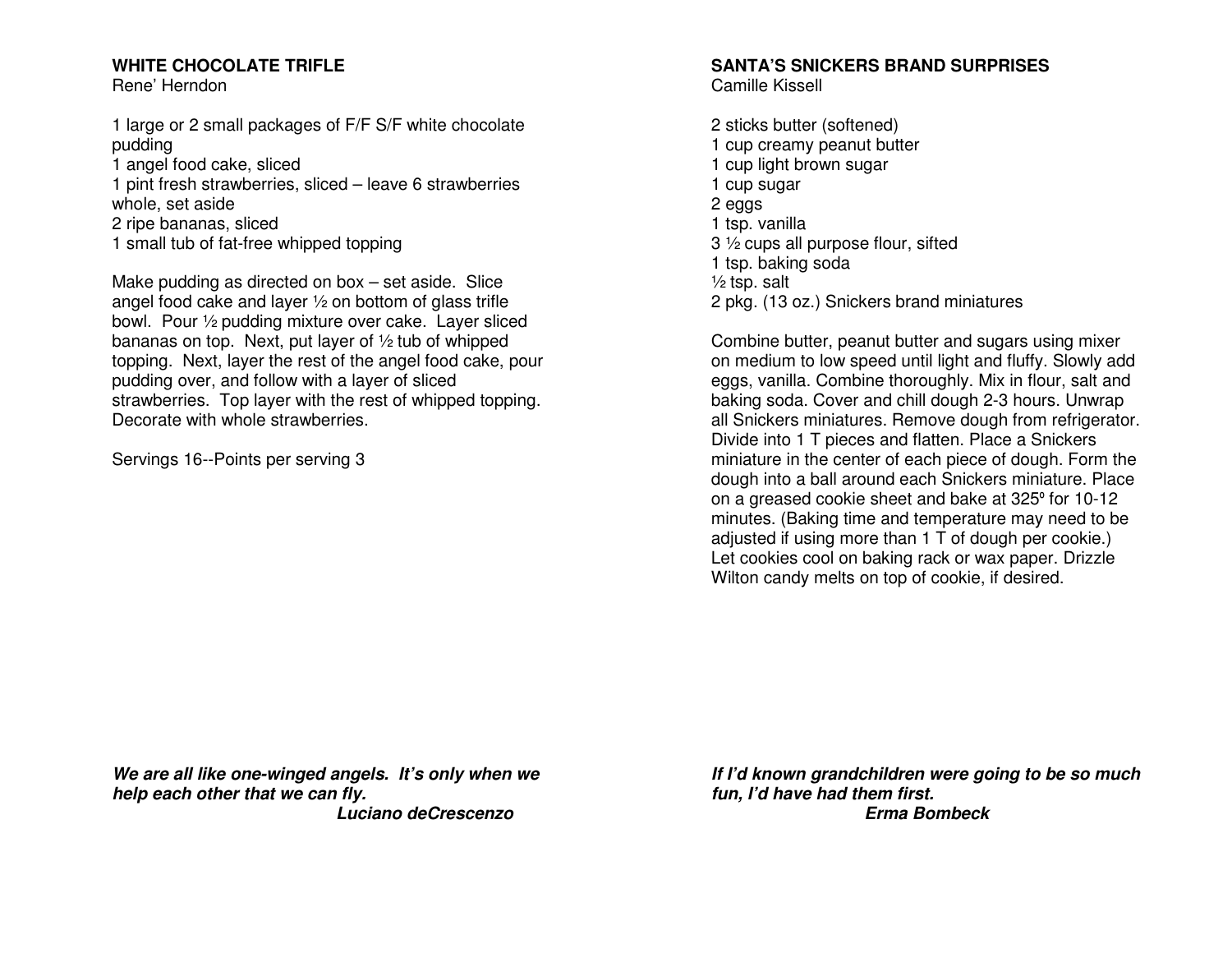### WHITE CHOCOLATE TRIFLE

Rene' Herndon

1 large or 2 small packages of F/F S/F white chocolate pudding
1 angel food cake, sliced
1 pint fresh strawberries, sliced – leave 6 strawberries whole, set aside
2 ripe bananas, sliced
1 small tub of fat-free whipped topping

Make pudding as directed on box – set aside. Slice angel food cake and layer ½ on bottom of glass trifle bowl. Pour ½ pudding mixture over cake. Layer sliced bananas on top. Next, put layer of ½ tub of whipped topping. Next, layer the rest of the angel food cake, pour pudding over, and follow with a layer of sliced strawberries. Top layer with the rest of whipped topping. Decorate with whole strawberries.

Servings 16--Points per serving 3

***We are all like one-winged angels. It's only when we help each other that we can fly.***
***Luciano deCrescenzo***

### SANTA'S SNICKERS BRAND SURPRISES

Camille Kissell

2 sticks butter (softened)
1 cup creamy peanut butter
1 cup light brown sugar
1 cup sugar
2 eggs
1 tsp. vanilla
3 ½ cups all purpose flour, sifted
1 tsp. baking soda
½ tsp. salt
2 pkg. (13 oz.) Snickers brand miniatures

Combine butter, peanut butter and sugars using mixer on medium to low speed until light and fluffy. Slowly add eggs, vanilla. Combine thoroughly. Mix in flour, salt and baking soda. Cover and chill dough 2-3 hours. Unwrap all Snickers miniatures. Remove dough from refrigerator. Divide into 1 T pieces and flatten. Place a Snickers miniature in the center of each piece of dough. Form the dough into a ball around each Snickers miniature. Place on a greased cookie sheet and bake at 325º for 10-12 minutes. (Baking time and temperature may need to be adjusted if using more than 1 T of dough per cookie.) Let cookies cool on baking rack or wax paper. Drizzle Wilton candy melts on top of cookie, if desired.

***If I'd known grandchildren were going to be so much fun, I'd have had them first.***
***Erma Bombeck***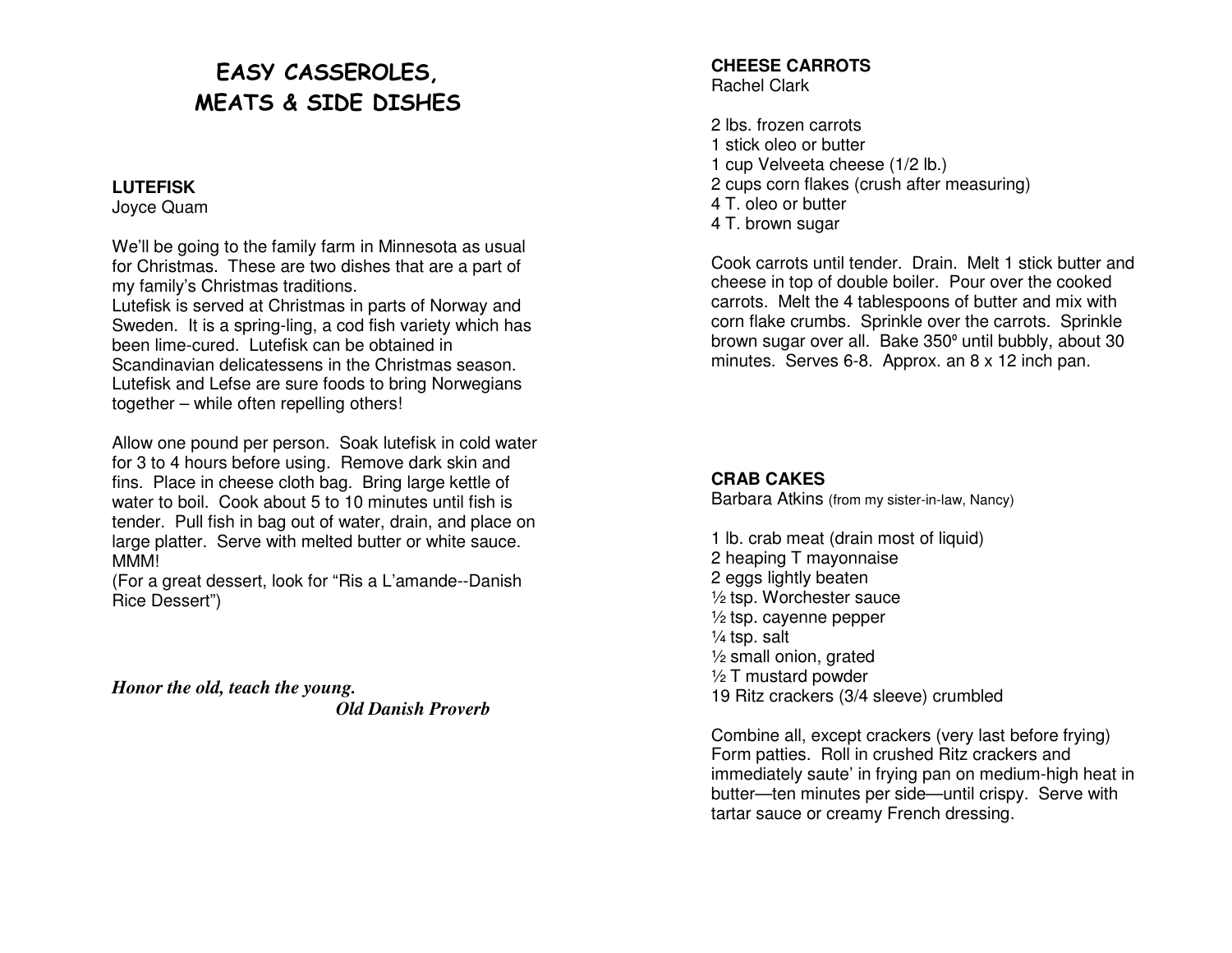# EASY CASSEROLES, MEATS & SIDE DISHES

## LUTEFISK

Joyce Quam

We'll be going to the family farm in Minnesota as usual for Christmas. These are two dishes that are a part of my family's Christmas traditions.
Lutefisk is served at Christmas in parts of Norway and Sweden. It is a spring-ling, a cod fish variety which has been lime-cured. Lutefisk can be obtained in Scandinavian delicatessens in the Christmas season. Lutefisk and Lefse are sure foods to bring Norwegians together – while often repelling others!

Allow one pound per person. Soak lutefisk in cold water for 3 to 4 hours before using. Remove dark skin and fins. Place in cheese cloth bag. Bring large kettle of water to boil. Cook about 5 to 10 minutes until fish is tender. Pull fish in bag out of water, drain, and place on large platter. Serve with melted butter or white sauce. MMM!
(For a great dessert, look for "Ris a L'amande--Danish Rice Dessert")

***Honor the old, teach the young.***
***Old Danish Proverb***

## CHEESE CARROTS

Rachel Clark

2 lbs. frozen carrots
1 stick oleo or butter
1 cup Velveeta cheese (1/2 lb.)
2 cups corn flakes (crush after measuring)
4 T. oleo or butter
4 T. brown sugar

Cook carrots until tender. Drain. Melt 1 stick butter and cheese in top of double boiler. Pour over the cooked carrots. Melt the 4 tablespoons of butter and mix with corn flake crumbs. Sprinkle over the carrots. Sprinkle brown sugar over all. Bake 350º until bubbly, about 30 minutes. Serves 6-8. Approx. an 8 x 12 inch pan.

## CRAB CAKES

Barbara Atkins (from my sister-in-law, Nancy)

1 lb. crab meat (drain most of liquid)
2 heaping T mayonnaise
2 eggs lightly beaten
½ tsp. Worchester sauce
½ tsp. cayenne pepper
¼ tsp. salt
½ small onion, grated
½ T mustard powder
19 Ritz crackers (3/4 sleeve) crumbled

Combine all, except crackers (very last before frying) Form patties. Roll in crushed Ritz crackers and immediately saute' in frying pan on medium-high heat in butter—ten minutes per side—until crispy. Serve with tartar sauce or creamy French dressing.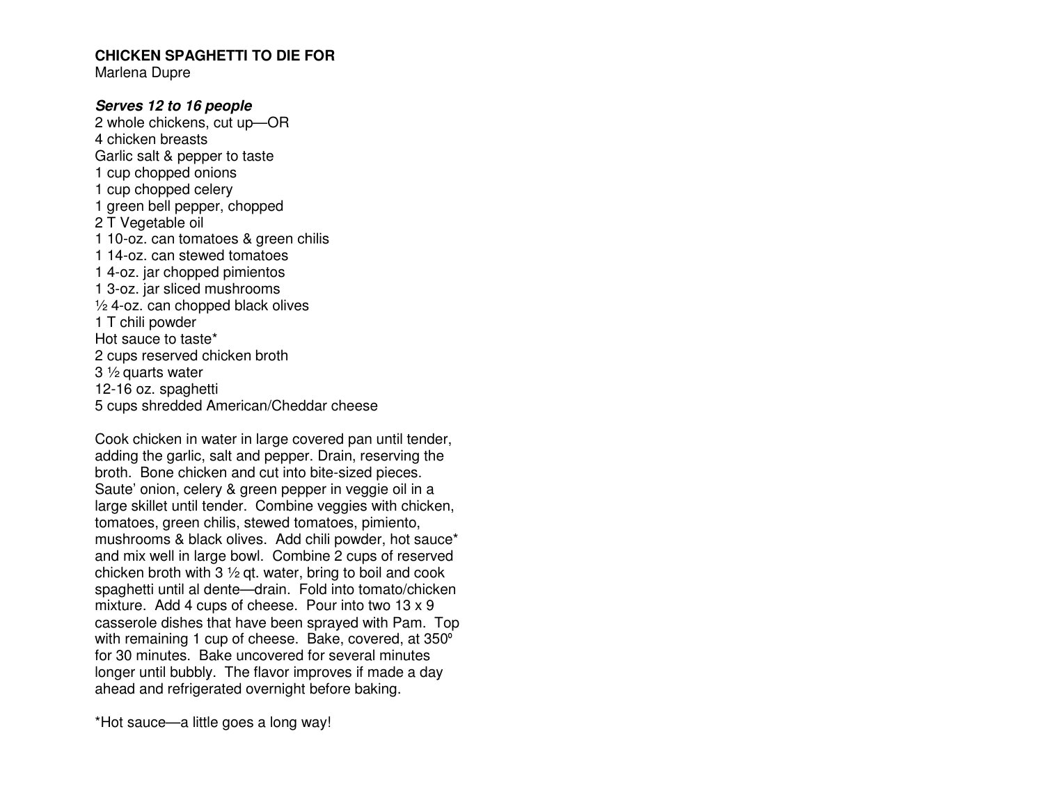**CHICKEN SPAGHETTI TO DIE FOR**
Marlena Dupre

***Serves 12 to 16 people***
2 whole chickens, cut up—OR
4 chicken breasts
Garlic salt & pepper to taste
1 cup chopped onions
1 cup chopped celery
1 green bell pepper, chopped
2 T Vegetable oil
1 10-oz. can tomatoes & green chilis
1 14-oz. can stewed tomatoes
1 4-oz. jar chopped pimientos
1 3-oz. jar sliced mushrooms
½ 4-oz. can chopped black olives
1 T chili powder
Hot sauce to taste*
2 cups reserved chicken broth
3 ½ quarts water
12-16 oz. spaghetti
5 cups shredded American/Cheddar cheese

Cook chicken in water in large covered pan until tender, adding the garlic, salt and pepper. Drain, reserving the broth. Bone chicken and cut into bite-sized pieces. Saute' onion, celery & green pepper in veggie oil in a large skillet until tender. Combine veggies with chicken, tomatoes, green chilis, stewed tomatoes, pimiento, mushrooms & black olives. Add chili powder, hot sauce* and mix well in large bowl. Combine 2 cups of reserved chicken broth with 3 ½ qt. water, bring to boil and cook spaghetti until al dente—drain. Fold into tomato/chicken mixture. Add 4 cups of cheese. Pour into two 13 x 9 casserole dishes that have been sprayed with Pam. Top with remaining 1 cup of cheese. Bake, covered, at 350º for 30 minutes. Bake uncovered for several minutes longer until bubbly. The flavor improves if made a day ahead and refrigerated overnight before baking.

*Hot sauce—a little goes a long way!